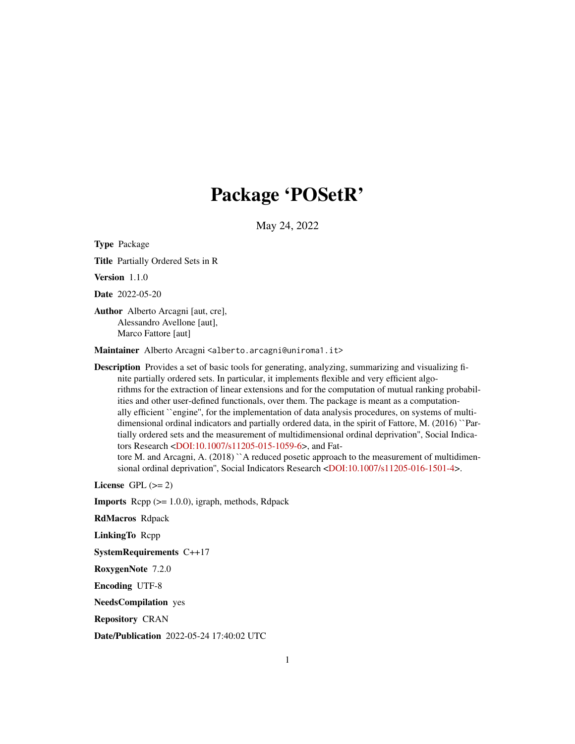# Package 'POSetR'

May 24, 2022

**Type** Package

**Title** Partially Ordered Sets in R

**Version** 1.1.0

**Date** 2022-05-20

**Author** Alberto Arcagni [aut, cre],
Alessandro Avellone [aut],
Marco Fattore [aut]

**Maintainer** Alberto Arcagni <alberto.arcagni@uniroma1.it>

**Description** Provides a set of basic tools for generating, analyzing, summarizing and visualizing finite partially ordered sets. In particular, it implements flexible and very efficient algorithms for the extraction of linear extensions and for the computation of mutual ranking probabilities and other user-defined functionals, over them. The package is meant as a computationally efficient ``engine'', for the implementation of data analysis procedures, on systems of multidimensional ordinal indicators and partially ordered data, in the spirit of Fattore, M. (2016) ``Partially ordered sets and the measurement of multidimensional ordinal deprivation'', Social Indicators Research <DOI:10.1007/s11205-015-1059-6>, and Fattore M. and Arcagni, A. (2018) ``A reduced posetic approach to the measurement of multidimensional ordinal deprivation'', Social Indicators Research <DOI:10.1007/s11205-016-1501-4>.

**License** GPL (>= 2)

**Imports** Rcpp (>= 1.0.0), igraph, methods, Rdpack

**RdMacros** Rdpack

**LinkingTo** Rcpp

**SystemRequirements** C++17

**RoxygenNote** 7.2.0

**Encoding** UTF-8

**NeedsCompilation** yes

**Repository** CRAN

**Date/Publication** 2022-05-24 17:40:02 UTC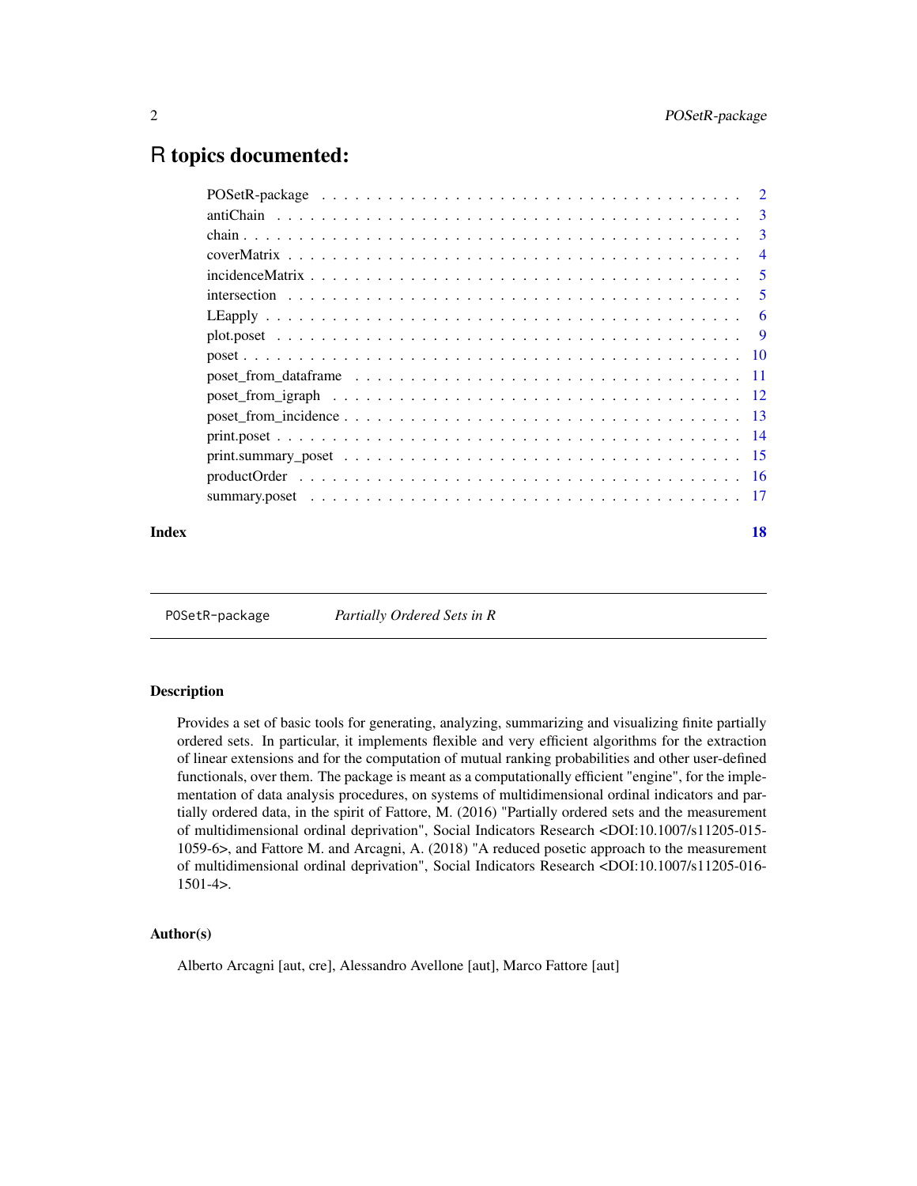# R topics documented:

| | |
|---|---|
| POSetR-package | 2 |
| antiChain | 3 |
| chain | 3 |
| coverMatrix | 4 |
| incidenceMatrix | 5 |
| intersection | 5 |
| LEapply | 6 |
| plot.poset | 9 |
| poset | 10 |
| poset_from_dataframe | 11 |
| poset_from_igraph | 12 |
| poset_from_incidence | 13 |
| print.poset | 14 |
| print.summary_poset | 15 |
| productOrder | 16 |
| summary.poset | 17 |

**Index** **18**

---

`POSetR-package` *Partially Ordered Sets in R*

---

### Description

Provides a set of basic tools for generating, analyzing, summarizing and visualizing finite partially ordered sets. In particular, it implements flexible and very efficient algorithms for the extraction of linear extensions and for the computation of mutual ranking probabilities and other user-defined functionals, over them. The package is meant as a computationally efficient "engine", for the implementation of data analysis procedures, on systems of multidimensional ordinal indicators and partially ordered data, in the spirit of Fattore, M. (2016) "Partially ordered sets and the measurement of multidimensional ordinal deprivation", Social Indicators Research <DOI:10.1007/s11205-015-1059-6>, and Fattore M. and Arcagni, A. (2018) "A reduced posetic approach to the measurement of multidimensional ordinal deprivation", Social Indicators Research <DOI:10.1007/s11205-016-1501-4>.

### Author(s)

Alberto Arcagni [aut, cre], Alessandro Avellone [aut], Marco Fattore [aut]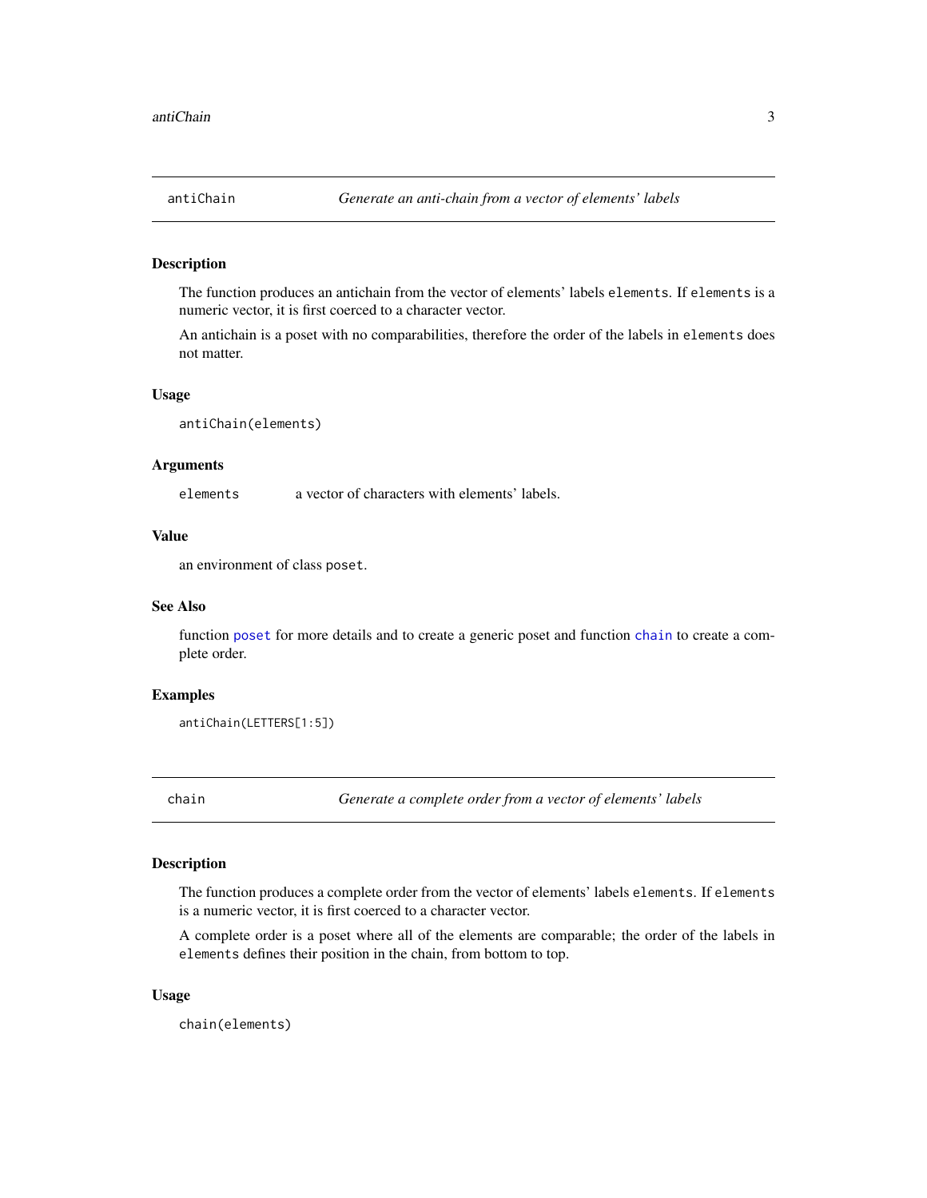## antiChain — *Generate an anti-chain from a vector of elements' labels*

### Description

The function produces an antichain from the vector of elements' labels `elements`. If `elements` is a numeric vector, it is first coerced to a character vector.

An antichain is a poset with no comparabilities, therefore the order of the labels in `elements` does not matter.

### Usage

```
antiChain(elements)
```

### Arguments

| | |
|---|---|
| `elements` | a vector of characters with elements' labels. |

### Value

an environment of class `poset`.

### See Also

function `poset` for more details and to create a generic poset and function `chain` to create a complete order.

### Examples

```
antiChain(LETTERS[1:5])
```

## chain — *Generate a complete order from a vector of elements' labels*

### Description

The function produces a complete order from the vector of elements' labels `elements`. If `elements` is a numeric vector, it is first coerced to a character vector.

A complete order is a poset where all of the elements are comparable; the order of the labels in `elements` defines their position in the chain, from bottom to top.

### Usage

```
chain(elements)
```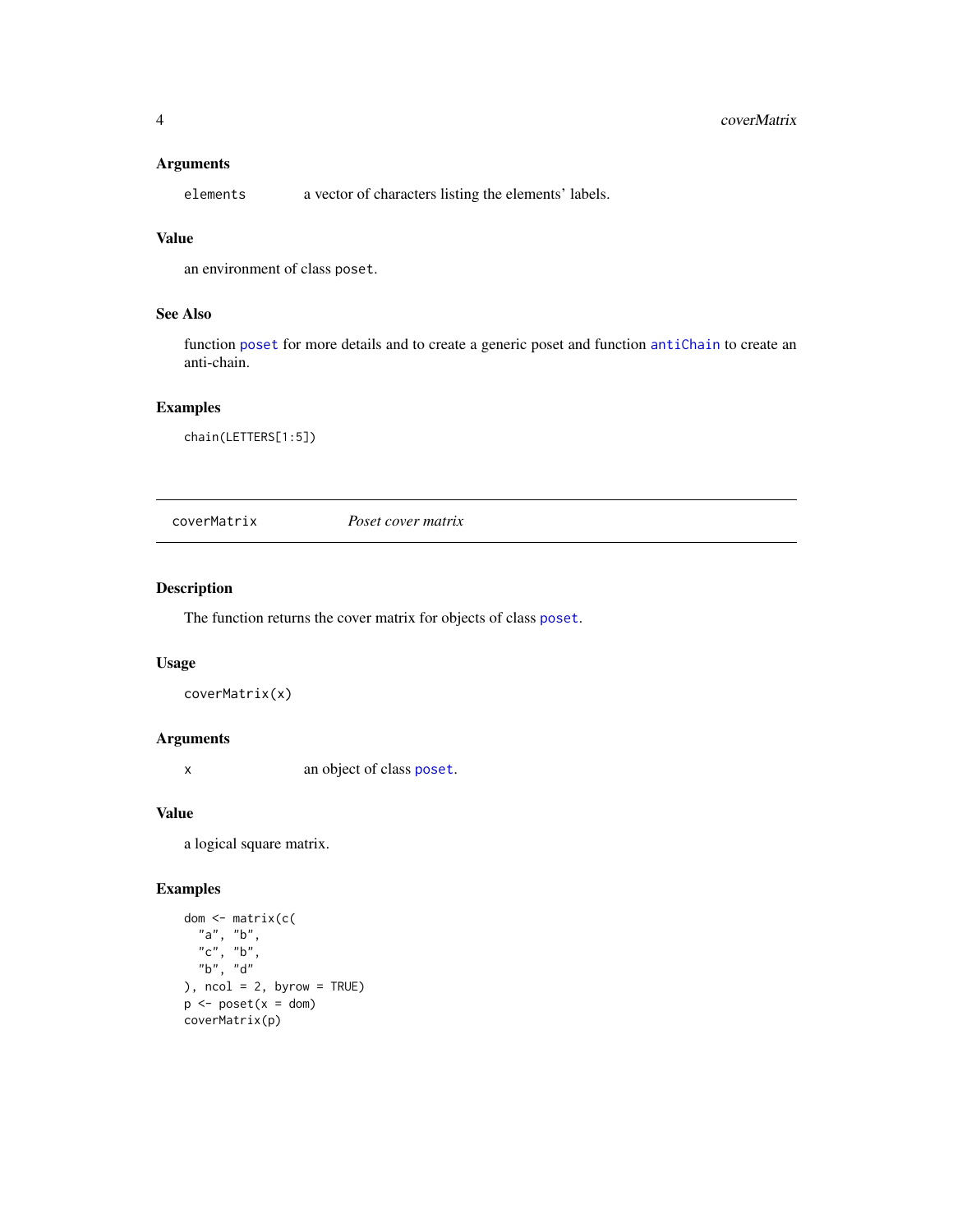### Arguments

`elements` a vector of characters listing the elements' labels.

### Value

an environment of class `poset`.

### See Also

function `poset` for more details and to create a generic poset and function `antiChain` to create an anti-chain.

### Examples

```
chain(LETTERS[1:5])
```

---

## coverMatrix *Poset cover matrix*

---

### Description

The function returns the cover matrix for objects of class `poset`.

### Usage

```
coverMatrix(x)
```

### Arguments

`x` an object of class `poset`.

### Value

a logical square matrix.

### Examples

```
dom <- matrix(c(
  "a", "b",
  "c", "b",
  "b", "d"
), ncol = 2, byrow = TRUE)
p <- poset(x = dom)
coverMatrix(p)
```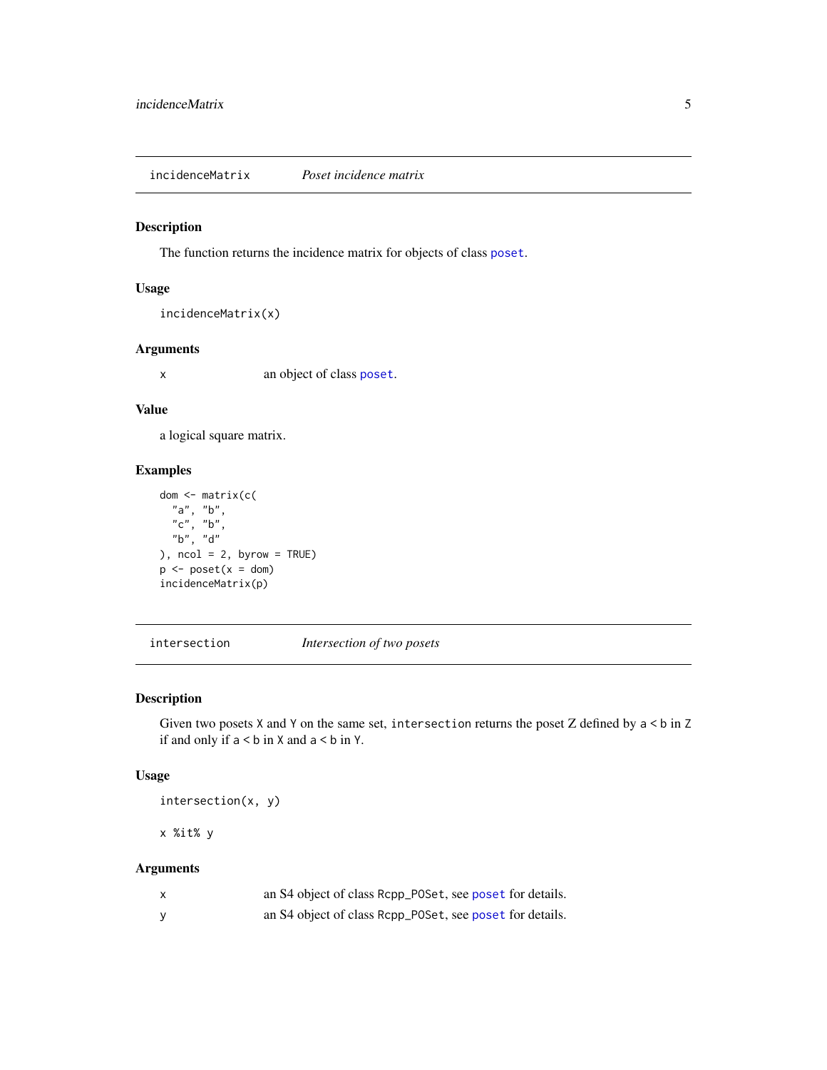## incidenceMatrix — *Poset incidence matrix*

### Description

The function returns the incidence matrix for objects of class `poset`.

### Usage

```
incidenceMatrix(x)
```

### Arguments

| | |
|---|---|
| `x` | an object of class `poset`. |

### Value

a logical square matrix.

### Examples

```
dom <- matrix(c(
  "a", "b",
  "c", "b",
  "b", "d"
), ncol = 2, byrow = TRUE)
p <- poset(x = dom)
incidenceMatrix(p)
```

## intersection — *Intersection of two posets*

### Description

Given two posets `X` and `Y` on the same set, `intersection` returns the poset `Z` defined by `a < b` in `Z` if and only if `a < b` in `X` and `a < b` in `Y`.

### Usage

```
intersection(x, y)

x %it% y
```

### Arguments

| | |
|---|---|
| `x` | an S4 object of class `Rcpp_POSet`, see `poset` for details. |
| `y` | an S4 object of class `Rcpp_POSet`, see `poset` for details. |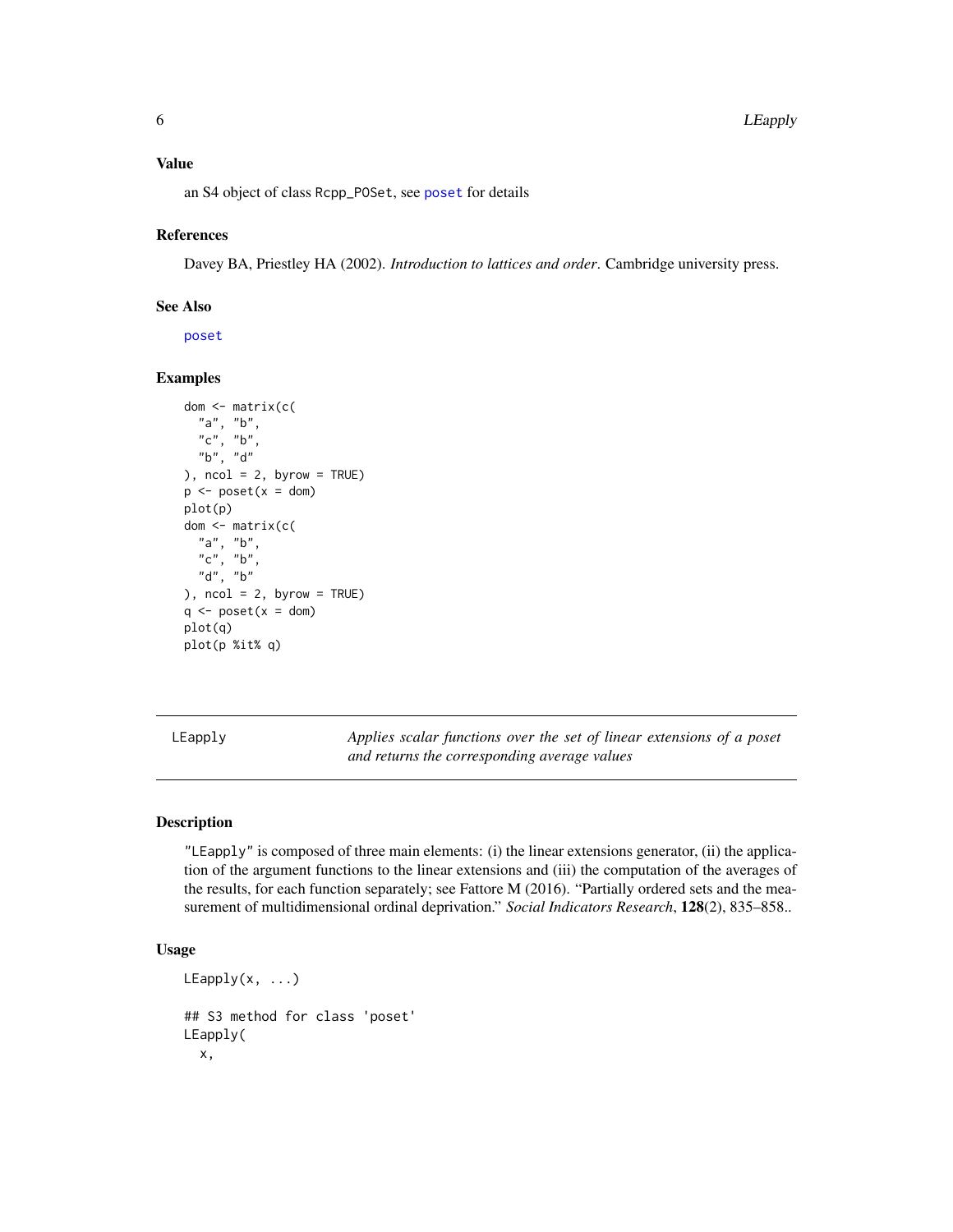### Value

an S4 object of class Rcpp_POSet, see poset for details

### References

Davey BA, Priestley HA (2002). *Introduction to lattices and order*. Cambridge university press.

### See Also

poset

### Examples

```
dom <- matrix(c(
  "a", "b",
  "c", "b",
  "b", "d"
), ncol = 2, byrow = TRUE)
p <- poset(x = dom)
plot(p)
dom <- matrix(c(
  "a", "b",
  "c", "b",
  "d", "b"
), ncol = 2, byrow = TRUE)
q <- poset(x = dom)
plot(q)
plot(p %it% q)
```

---

## LEapply — *Applies scalar functions over the set of linear extensions of a poset and returns the corresponding average values*

---

### Description

"LEapply" is composed of three main elements: (i) the linear extensions generator, (ii) the application of the argument functions to the linear extensions and (iii) the computation of the averages of the results, for each function separately; see Fattore M (2016). "Partially ordered sets and the measurement of multidimensional ordinal deprivation." *Social Indicators Research*, **128**(2), 835–858..

### Usage

```
LEapply(x, ...)

## S3 method for class 'poset'
LEapply(
  x,
```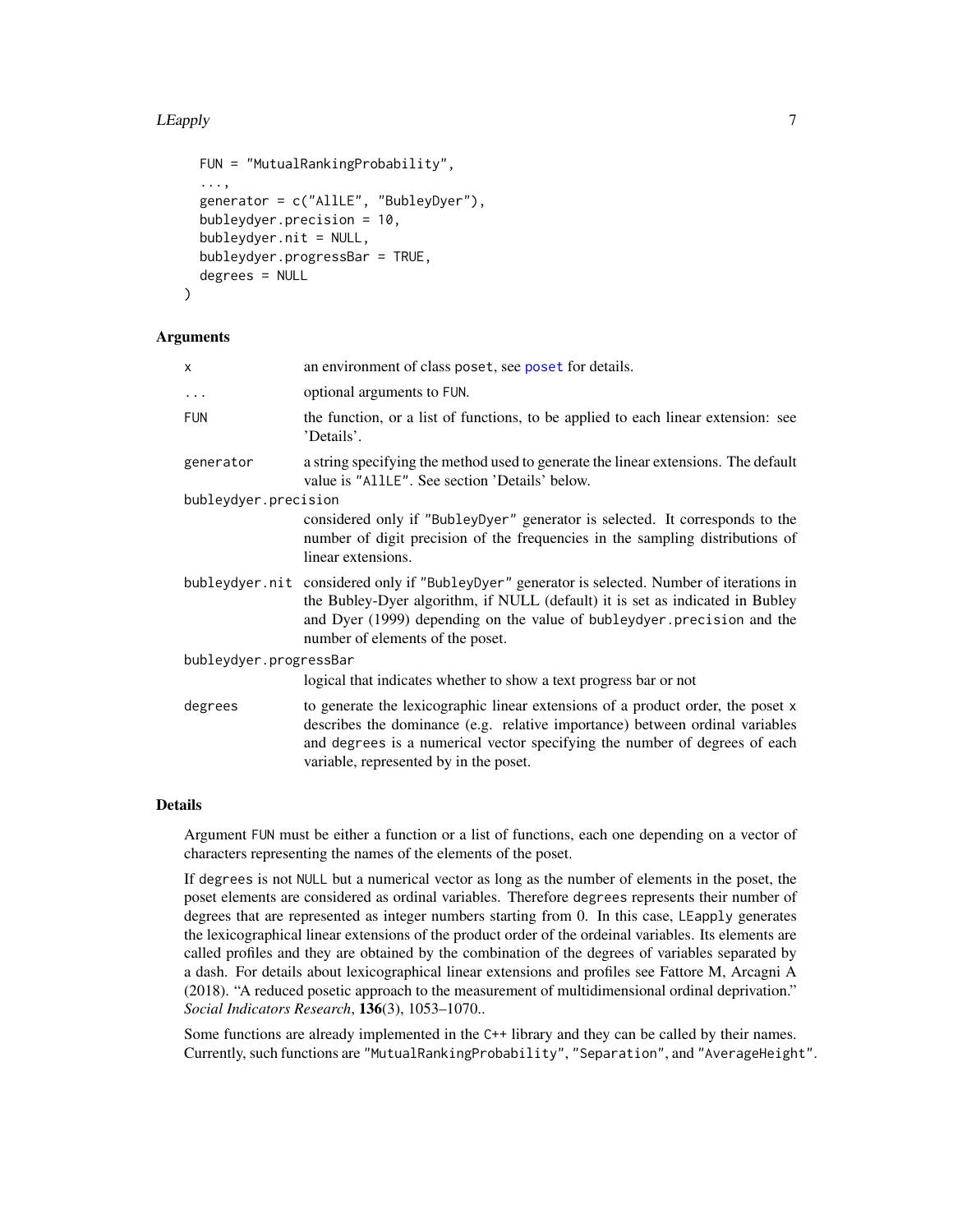```
  FUN = "MutualRankingProbability",
  ...,
  generator = c("AllLE", "BubleyDyer"),
  bubleydyer.precision = 10,
  bubleydyer.nit = NULL,
  bubleydyer.progressBar = TRUE,
  degrees = NULL
)
```

### Arguments

| | |
|---|---|
| x | an environment of class poset, see poset for details. |
| ... | optional arguments to FUN. |
| FUN | the function, or a list of functions, to be applied to each linear extension: see 'Details'. |
| generator | a string specifying the method used to generate the linear extensions. The default value is "AllLE". See section 'Details' below. |
| bubleydyer.precision | considered only if "BubleyDyer" generator is selected. It corresponds to the number of digit precision of the frequencies in the sampling distributions of linear extensions. |
| bubleydyer.nit | considered only if "BubleyDyer" generator is selected. Number of iterations in the Bubley-Dyer algorithm, if NULL (default) it is set as indicated in Bubley and Dyer (1999) depending on the value of bubleydyer.precision and the number of elements of the poset. |
| bubleydyer.progressBar | logical that indicates whether to show a text progress bar or not |
| degrees | to generate the lexicographic linear extensions of a product order, the poset x describes the dominance (e.g. relative importance) between ordinal variables and degrees is a numerical vector specifying the number of degrees of each variable, represented by in the poset. |

### Details

Argument FUN must be either a function or a list of functions, each one depending on a vector of characters representing the names of the elements of the poset.

If degrees is not NULL but a numerical vector as long as the number of elements in the poset, the poset elements are considered as ordinal variables. Therefore degrees represents their number of degrees that are represented as integer numbers starting from 0. In this case, LEapply generates the lexicographical linear extensions of the product order of the ordeinal variables. Its elements are called profiles and they are obtained by the combination of the degrees of variables separated by a dash. For details about lexicographical linear extensions and profiles see Fattore M, Arcagni A (2018). "A reduced posetic approach to the measurement of multidimensional ordinal deprivation." *Social Indicators Research*, **136**(3), 1053–1070..

Some functions are already implemented in the C++ library and they can be called by their names. Currently, such functions are "MutualRankingProbability", "Separation", and "AverageHeight".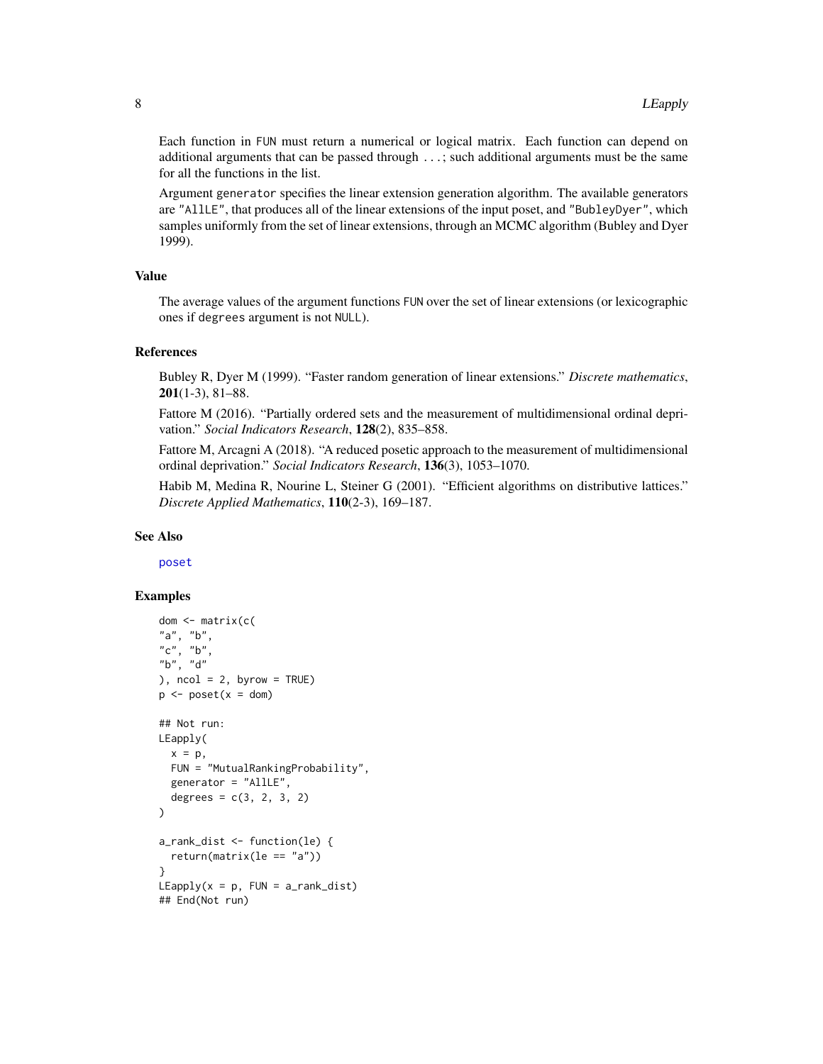Each function in `FUN` must return a numerical or logical matrix. Each function can depend on additional arguments that can be passed through `...`; such additional arguments must be the same for all the functions in the list.

Argument `generator` specifies the linear extension generation algorithm. The available generators are `"AllLE"`, that produces all of the linear extensions of the input poset, and `"BubleyDyer"`, which samples uniformly from the set of linear extensions, through an MCMC algorithm (Bubley and Dyer 1999).

### Value

The average values of the argument functions `FUN` over the set of linear extensions (or lexicographic ones if `degrees` argument is not `NULL`).

### References

Bubley R, Dyer M (1999). "Faster random generation of linear extensions." *Discrete mathematics*, **201**(1-3), 81–88.

Fattore M (2016). "Partially ordered sets and the measurement of multidimensional ordinal deprivation." *Social Indicators Research*, **128**(2), 835–858.

Fattore M, Arcagni A (2018). "A reduced posetic approach to the measurement of multidimensional ordinal deprivation." *Social Indicators Research*, **136**(3), 1053–1070.

Habib M, Medina R, Nourine L, Steiner G (2001). "Efficient algorithms on distributive lattices." *Discrete Applied Mathematics*, **110**(2-3), 169–187.

### See Also

`poset`

### Examples

```
dom <- matrix(c(
"a", "b",
"c", "b",
"b", "d"
), ncol = 2, byrow = TRUE)
p <- poset(x = dom)

## Not run:
LEapply(
  x = p,
  FUN = "MutualRankingProbability",
  generator = "AllLE",
  degrees = c(3, 2, 3, 2)
)

a_rank_dist <- function(le) {
  return(matrix(le == "a"))
}
LEapply(x = p, FUN = a_rank_dist)
## End(Not run)
```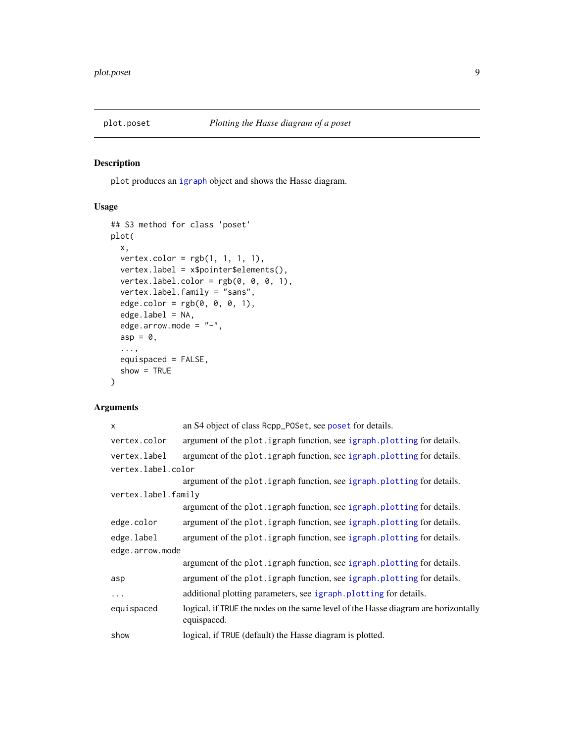# plot.poset *Plotting the Hasse diagram of a poset*

## Description

`plot` produces an `igraph` object and shows the Hasse diagram.

## Usage

```
## S3 method for class 'poset'
plot(
  x,
  vertex.color = rgb(1, 1, 1, 1),
  vertex.label = x$pointer$elements(),
  vertex.label.color = rgb(0, 0, 0, 1),
  vertex.label.family = "sans",
  edge.color = rgb(0, 0, 0, 1),
  edge.label = NA,
  edge.arrow.mode = "-",
  asp = 0,
  ...,
  equispaced = FALSE,
  show = TRUE
)
```

## Arguments

| | |
|---|---|
| `x` | an S4 object of class `Rcpp_POSet`, see `poset` for details. |
| `vertex.color` | argument of the `plot.igraph` function, see `igraph.plotting` for details. |
| `vertex.label` | argument of the `plot.igraph` function, see `igraph.plotting` for details. |
| `vertex.label.color` | argument of the `plot.igraph` function, see `igraph.plotting` for details. |
| `vertex.label.family` | argument of the `plot.igraph` function, see `igraph.plotting` for details. |
| `edge.color` | argument of the `plot.igraph` function, see `igraph.plotting` for details. |
| `edge.label` | argument of the `plot.igraph` function, see `igraph.plotting` for details. |
| `edge.arrow.mode` | argument of the `plot.igraph` function, see `igraph.plotting` for details. |
| `asp` | argument of the `plot.igraph` function, see `igraph.plotting` for details. |
| `...` | additional plotting parameters, see `igraph.plotting` for details. |
| `equispaced` | logical, if `TRUE` the nodes on the same level of the Hasse diagram are horizontally equispaced. |
| `show` | logical, if `TRUE` (default) the Hasse diagram is plotted. |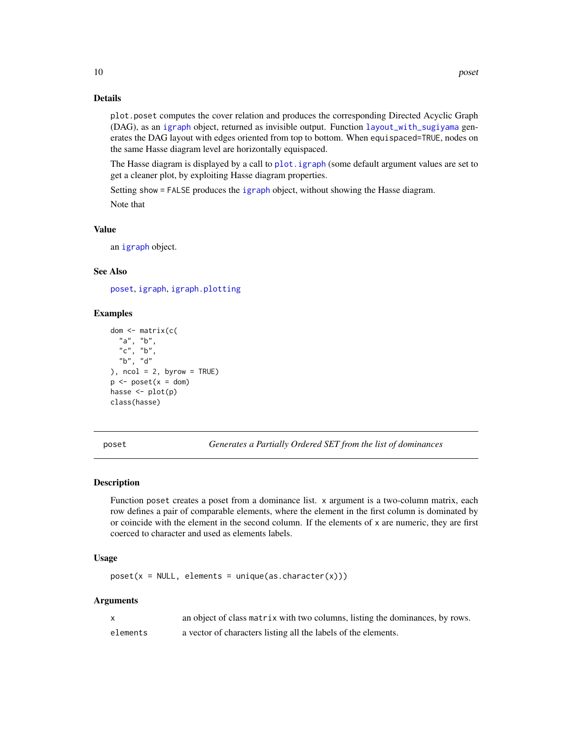### Details

plot.poset computes the cover relation and produces the corresponding Directed Acyclic Graph (DAG), as an igraph object, returned as invisible output. Function layout_with_sugiyama generates the DAG layout with edges oriented from top to bottom. When equispaced=TRUE, nodes on the same Hasse diagram level are horizontally equispaced.

The Hasse diagram is displayed by a call to plot.igraph (some default argument values are set to get a cleaner plot, by exploiting Hasse diagram properties.

Setting show = FALSE produces the igraph object, without showing the Hasse diagram.

Note that

### Value

an igraph object.

### See Also

poset, igraph, igraph.plotting

### Examples

```
dom <- matrix(c(
  "a", "b",
  "c", "b",
  "b", "d"
), ncol = 2, byrow = TRUE)
p <- poset(x = dom)
hasse <- plot(p)
class(hasse)
```

---

## poset — *Generates a Partially Ordered SET from the list of dominances*

### Description

Function poset creates a poset from a dominance list. x argument is a two-column matrix, each row defines a pair of comparable elements, where the element in the first column is dominated by or coincide with the element in the second column. If the elements of x are numeric, they are first coerced to character and used as elements labels.

### Usage

```
poset(x = NULL, elements = unique(as.character(x)))
```

### Arguments

| | |
|---|---|
| x | an object of class matrix with two columns, listing the dominances, by rows. |
| elements | a vector of characters listing all the labels of the elements. |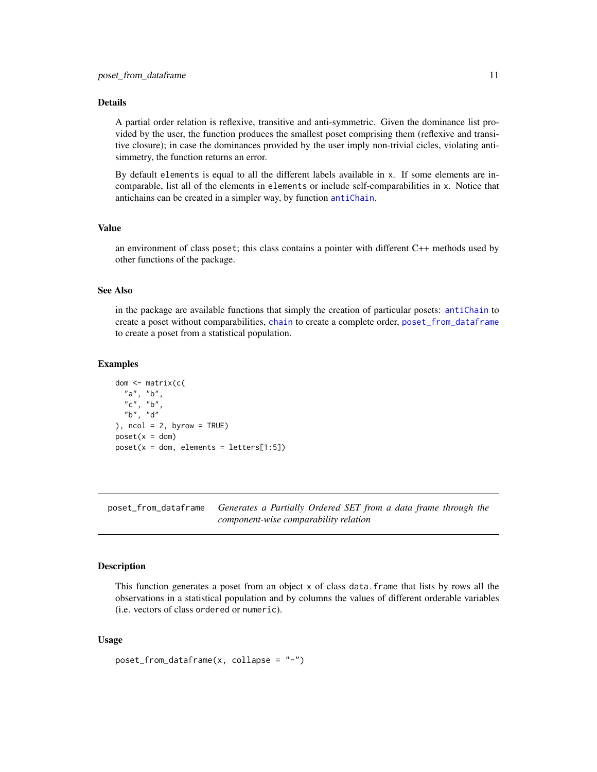### Details

A partial order relation is reflexive, transitive and anti-symmetric. Given the dominance list provided by the user, the function produces the smallest poset comprising them (reflexive and transitive closure); in case the dominances provided by the user imply non-trivial cicles, violating antisimmetry, the function returns an error.

By default `elements` is equal to all the different labels available in `x`. If some elements are incomparable, list all of the elements in `elements` or include self-comparabilities in `x`. Notice that antichains can be created in a simpler way, by function `antiChain`.

### Value

an environment of class `poset`; this class contains a pointer with different C++ methods used by other functions of the package.

### See Also

in the package are available functions that simply the creation of particular posets: `antiChain` to create a poset without comparabilities, `chain` to create a complete order, `poset_from_dataframe` to create a poset from a statistical population.

### Examples

```
dom <- matrix(c(
  "a", "b",
  "c", "b",
  "b", "d"
), ncol = 2, byrow = TRUE)
poset(x = dom)
poset(x = dom, elements = letters[1:5])
```

---

## poset_from_dataframe *Generates a Partially Ordered SET from a data frame through the component-wise comparability relation*

---

### Description

This function generates a poset from an object `x` of class `data.frame` that lists by rows all the observations in a statistical population and by columns the values of different orderable variables (i.e. vectors of class `ordered` or `numeric`).

### Usage

```
poset_from_dataframe(x, collapse = "-")
```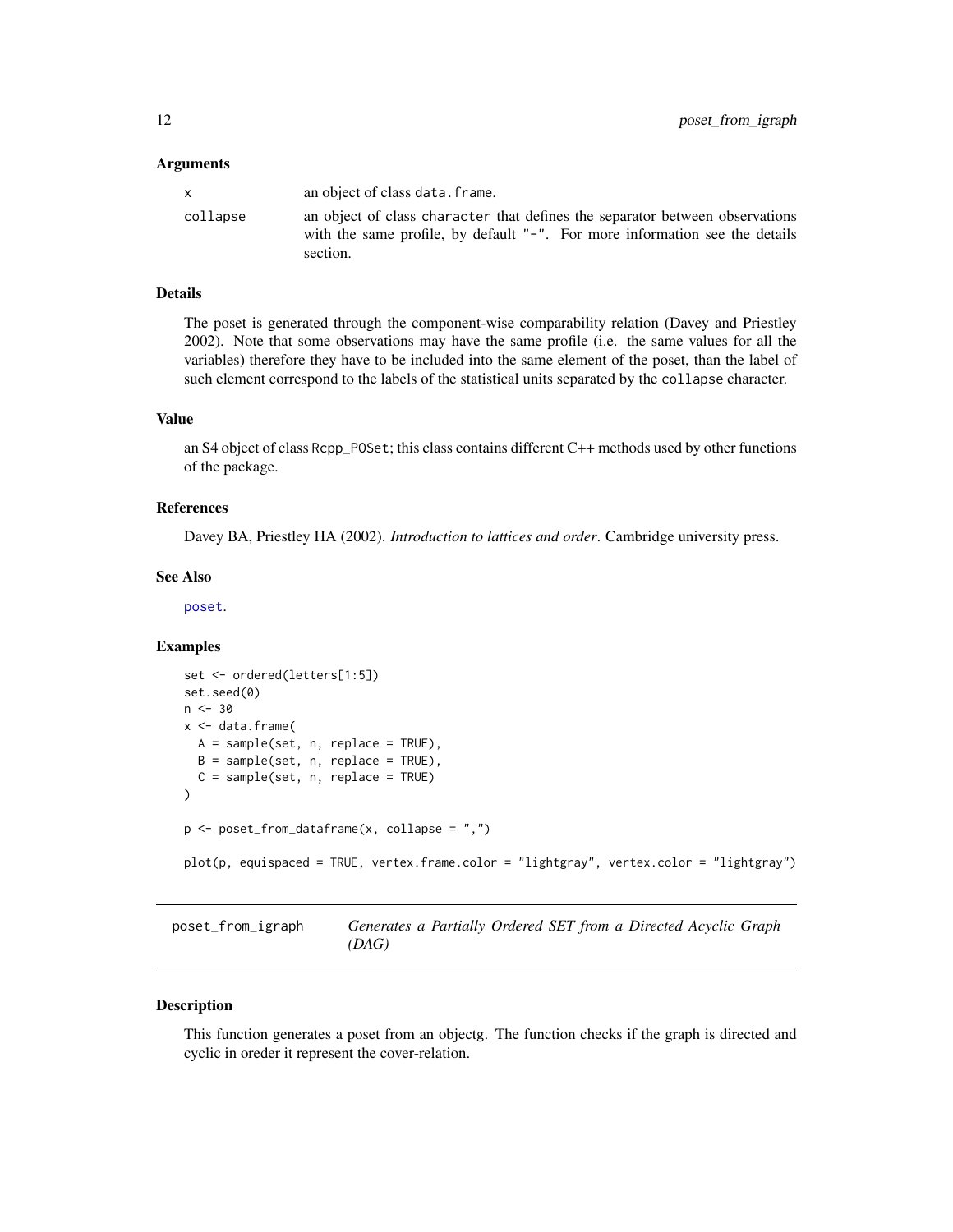### Arguments

| | |
|---|---|
| x | an object of class `data.frame`. |
| collapse | an object of class `character` that defines the separator between observations with the same profile, by default `"-"`. For more information see the details section. |

### Details

The poset is generated through the component-wise comparability relation (Davey and Priestley 2002). Note that some observations may have the same profile (i.e. the same values for all the variables) therefore they have to be included into the same element of the poset, than the label of such element correspond to the labels of the statistical units separated by the `collapse` character.

### Value

an S4 object of class `Rcpp_POSet`; this class contains different C++ methods used by other functions of the package.

### References

Davey BA, Priestley HA (2002). *Introduction to lattices and order*. Cambridge university press.

### See Also

poset.

### Examples

```
set <- ordered(letters[1:5])
set.seed(0)
n <- 30
x <- data.frame(
  A = sample(set, n, replace = TRUE),
  B = sample(set, n, replace = TRUE),
  C = sample(set, n, replace = TRUE)
)

p <- poset_from_dataframe(x, collapse = ",")

plot(p, equispaced = TRUE, vertex.frame.color = "lightgray", vertex.color = "lightgray")
```

---

## poset_from_igraph — *Generates a Partially Ordered SET from a Directed Acyclic Graph (DAG)*

### Description

This function generates a poset from an objectg. The function checks if the graph is directed and cyclic in oreder it represent the cover-relation.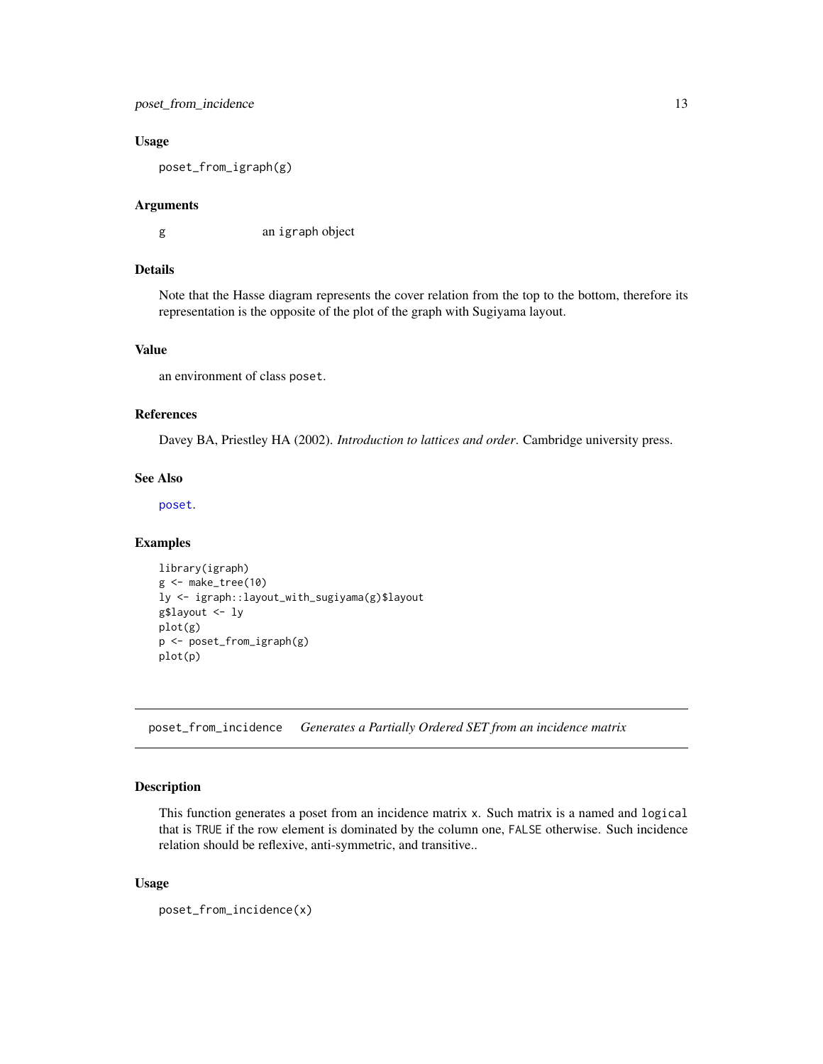### Usage

```
poset_from_igraph(g)
```

### Arguments

| | |
|---|---|
| g | an igraph object |

### Details

Note that the Hasse diagram represents the cover relation from the top to the bottom, therefore its representation is the opposite of the plot of the graph with Sugiyama layout.

### Value

an environment of class poset.

### References

Davey BA, Priestley HA (2002). *Introduction to lattices and order*. Cambridge university press.

### See Also

poset.

### Examples

```
library(igraph)
g <- make_tree(10)
ly <- igraph::layout_with_sugiyama(g)$layout
g$layout <- ly
plot(g)
p <- poset_from_igraph(g)
plot(p)
```

## poset_from_incidence *Generates a Partially Ordered SET from an incidence matrix*

### Description

This function generates a poset from an incidence matrix x. Such matrix is a named and logical that is TRUE if the row element is dominated by the column one, FALSE otherwise. Such incidence relation should be reflexive, anti-symmetric, and transitive..

### Usage

```
poset_from_incidence(x)
```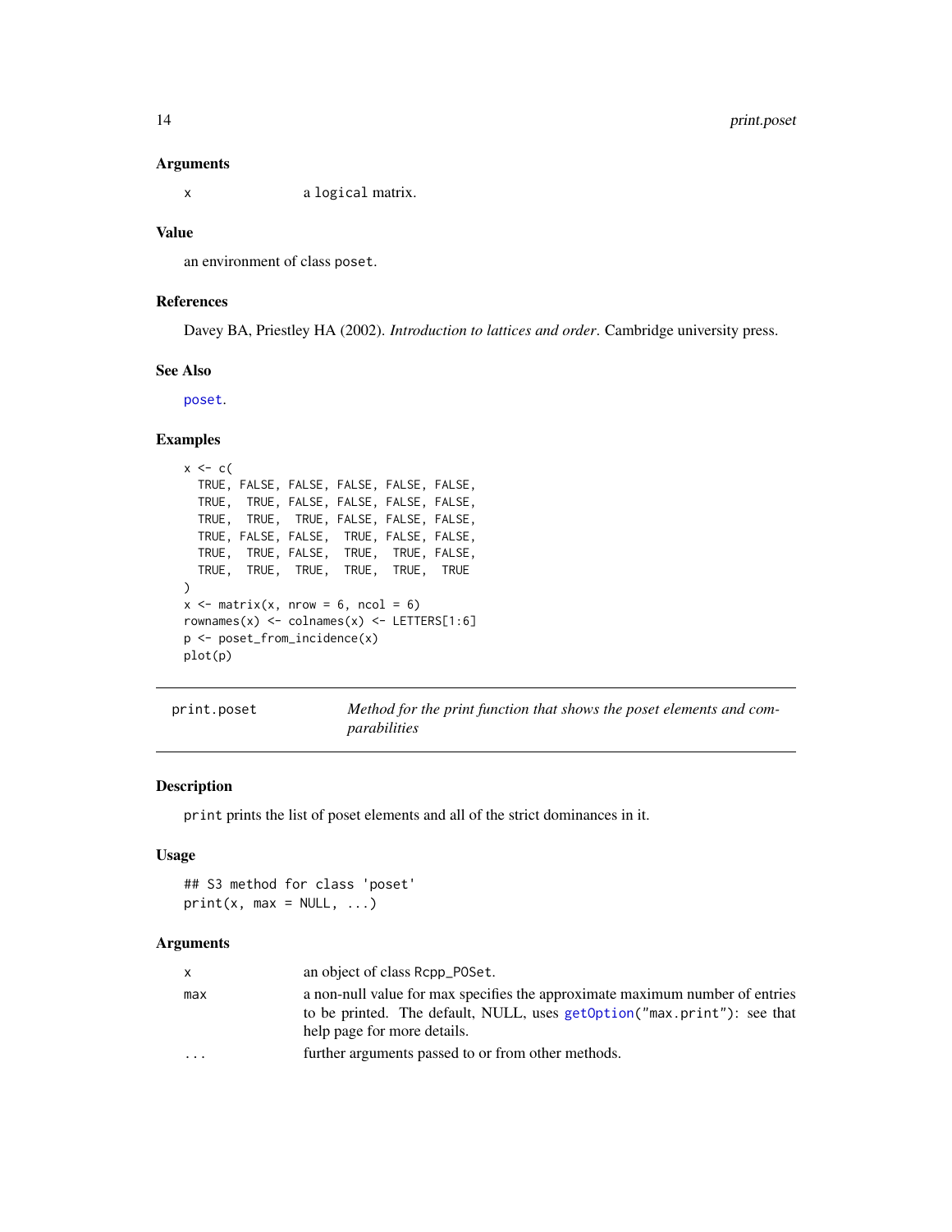### Arguments

| | |
|---|---|
| x | a logical matrix. |

### Value

an environment of class poset.

### References

Davey BA, Priestley HA (2002). *Introduction to lattices and order*. Cambridge university press.

### See Also

poset.

### Examples

```
x <- c(
  TRUE, FALSE, FALSE, FALSE, FALSE, FALSE,
  TRUE,  TRUE, FALSE, FALSE, FALSE, FALSE,
  TRUE,  TRUE,  TRUE, FALSE, FALSE, FALSE,
  TRUE, FALSE, FALSE,  TRUE, FALSE, FALSE,
  TRUE,  TRUE, FALSE,  TRUE,  TRUE, FALSE,
  TRUE,  TRUE,  TRUE,  TRUE,  TRUE,  TRUE
)
x <- matrix(x, nrow = 6, ncol = 6)
rownames(x) <- colnames(x) <- LETTERS[1:6]
p <- poset_from_incidence(x)
plot(p)
```

---

## print.poset — *Method for the print function that shows the poset elements and comparabilities*

### Description

print prints the list of poset elements and all of the strict dominances in it.

### Usage

```
## S3 method for class 'poset'
print(x, max = NULL, ...)
```

### Arguments

| | |
|---|---|
| x | an object of class Rcpp_POSet. |
| max | a non-null value for max specifies the approximate maximum number of entries to be printed. The default, NULL, uses getOption("max.print"): see that help page for more details. |
| ... | further arguments passed to or from other methods. |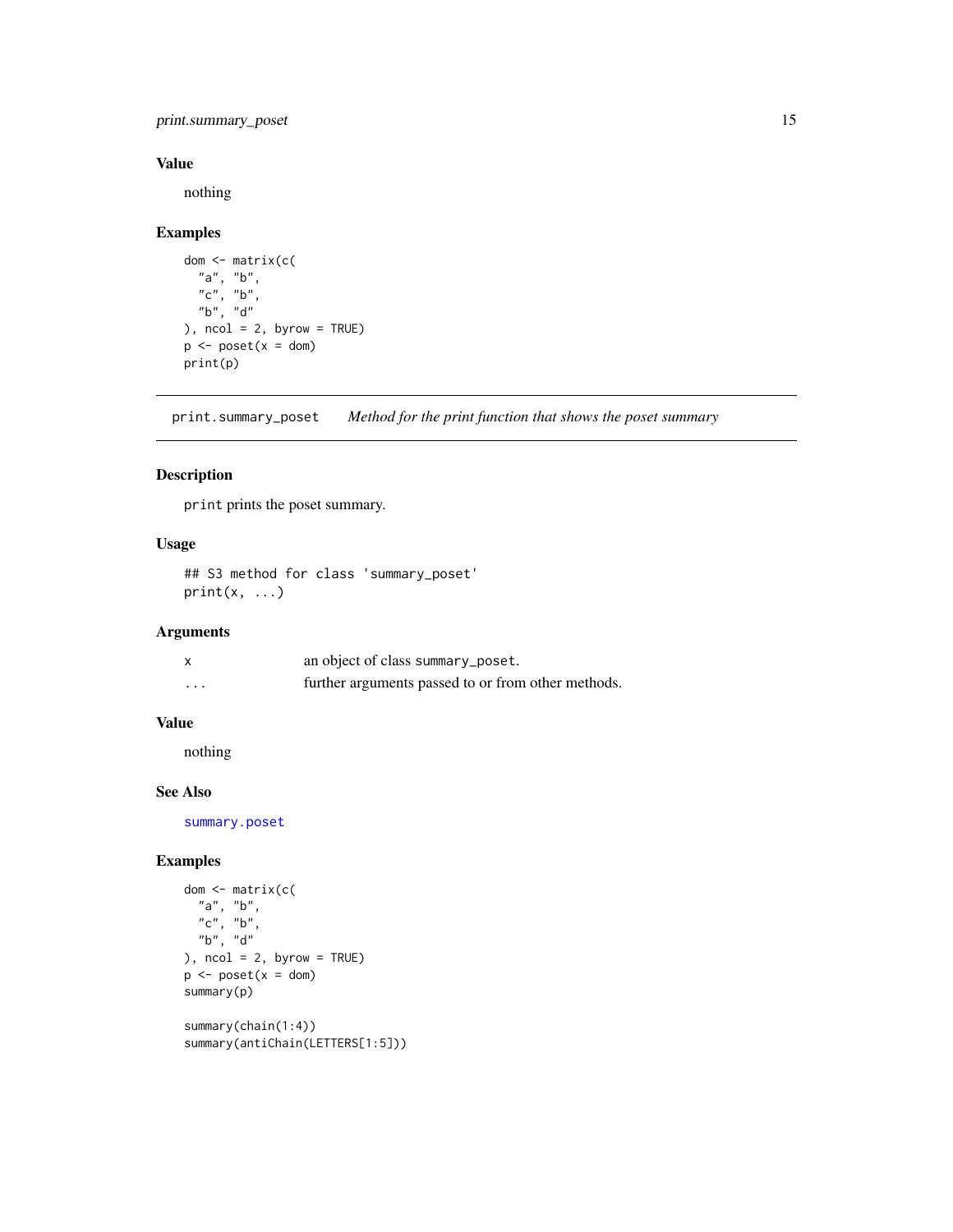## Value

nothing

## Examples

```
dom <- matrix(c(
  "a", "b",
  "c", "b",
  "b", "d"
), ncol = 2, byrow = TRUE)
p <- poset(x = dom)
print(p)
```

---

# print.summary_poset — *Method for the print function that shows the poset summary*

## Description

`print` prints the poset summary.

## Usage

```
## S3 method for class 'summary_poset'
print(x, ...)
```

## Arguments

| | |
|---|---|
| x | an object of class summary_poset. |
| ... | further arguments passed to or from other methods. |

## Value

nothing

## See Also

summary.poset

## Examples

```
dom <- matrix(c(
  "a", "b",
  "c", "b",
  "b", "d"
), ncol = 2, byrow = TRUE)
p <- poset(x = dom)
summary(p)

summary(chain(1:4))
summary(antiChain(LETTERS[1:5]))
```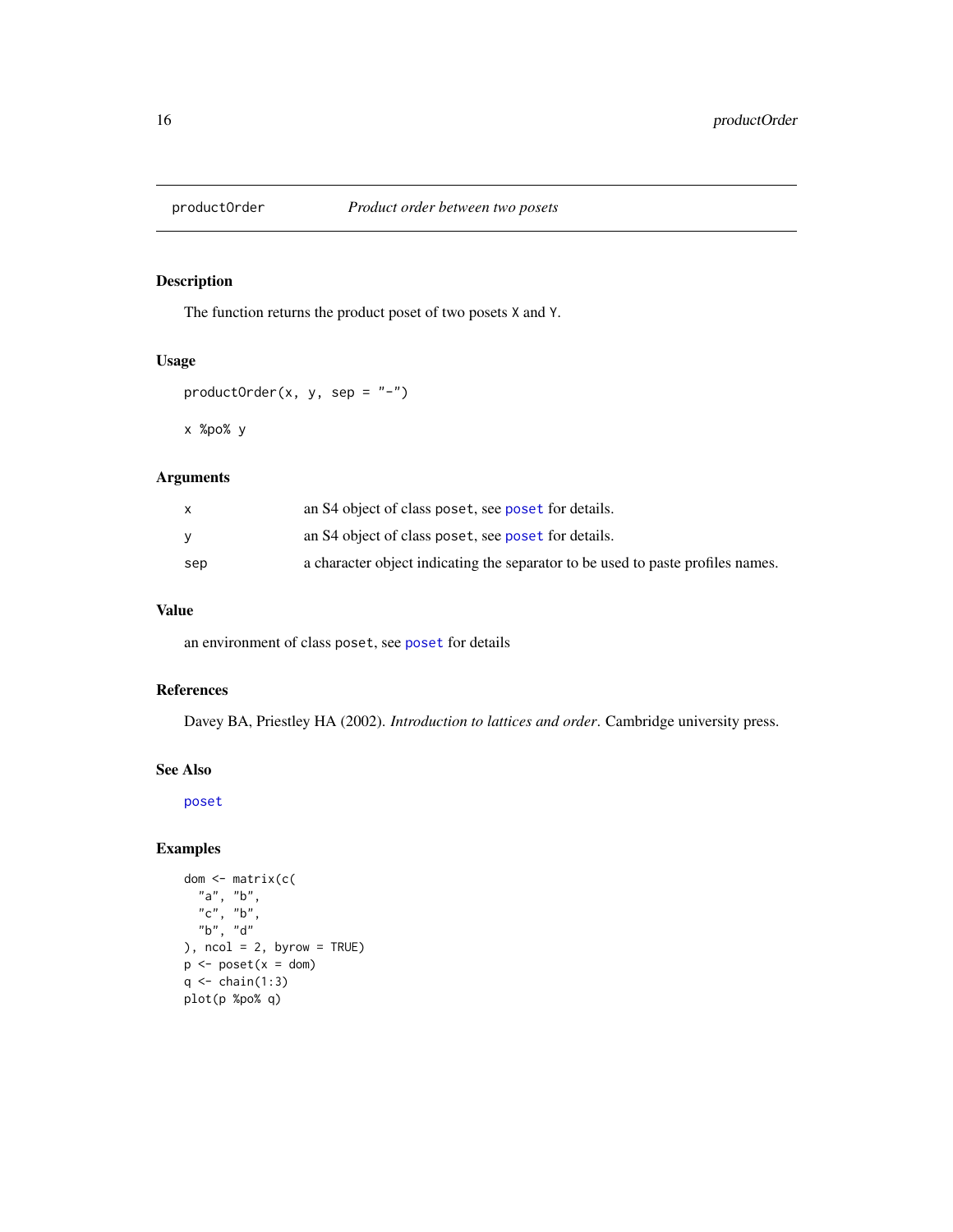## productOrder — *Product order between two posets*

### Description

The function returns the product poset of two posets `X` and `Y`.

### Usage

```
productOrder(x, y, sep = "-")

x %po% y
```

### Arguments

| | |
|---|---|
| `x` | an S4 object of class `poset`, see `poset` for details. |
| `y` | an S4 object of class `poset`, see `poset` for details. |
| `sep` | a character object indicating the separator to be used to paste profiles names. |

### Value

an environment of class `poset`, see `poset` for details

### References

Davey BA, Priestley HA (2002). *Introduction to lattices and order*. Cambridge university press.

### See Also

`poset`

### Examples

```
dom <- matrix(c(
  "a", "b",
  "c", "b",
  "b", "d"
), ncol = 2, byrow = TRUE)
p <- poset(x = dom)
q <- chain(1:3)
plot(p %po% q)
```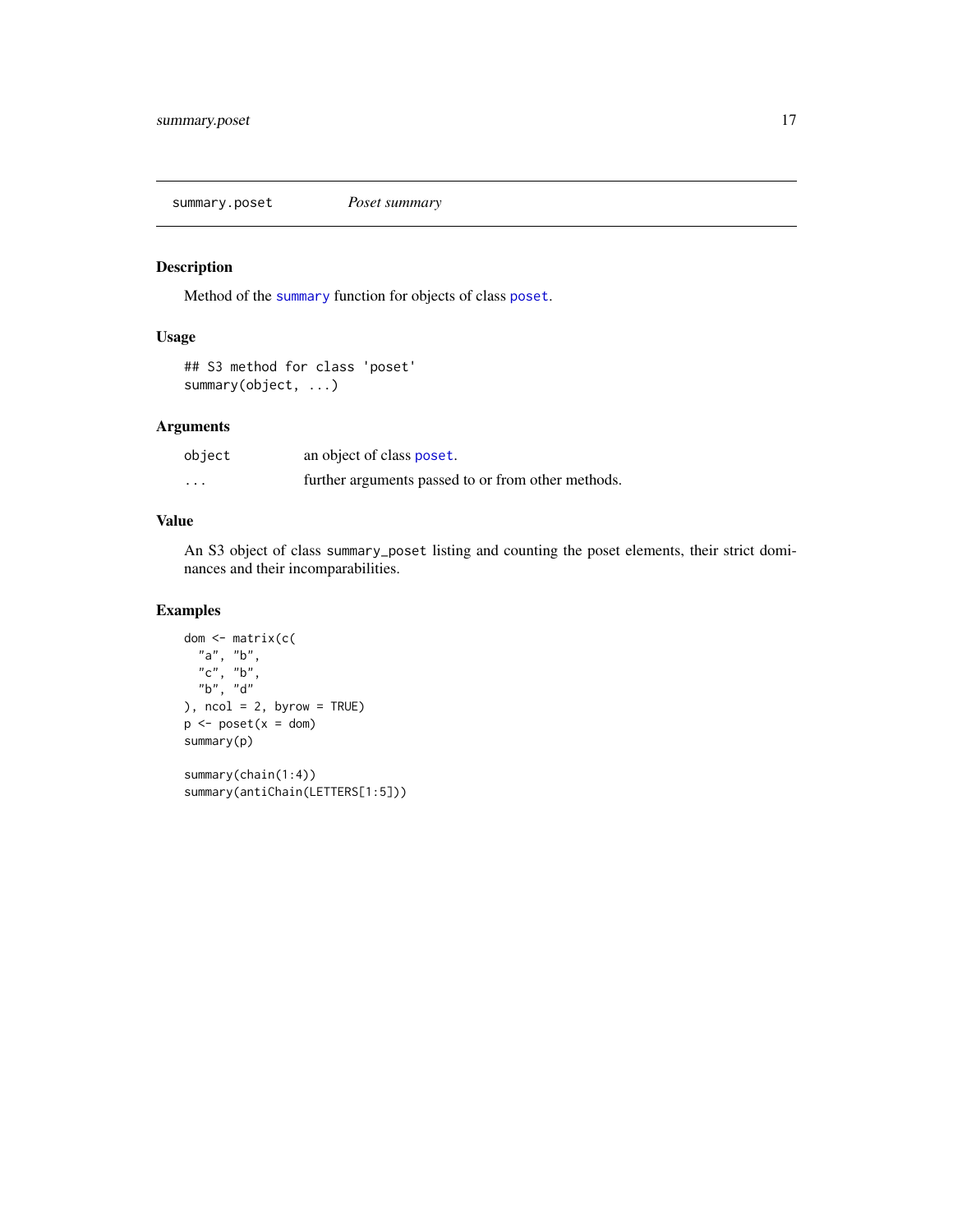summary.poset — *Poset summary*

## Description

Method of the `summary` function for objects of class `poset`.

## Usage

```
## S3 method for class 'poset'
summary(object, ...)
```

## Arguments

| | |
|---|---|
| `object` | an object of class `poset`. |
| `...` | further arguments passed to or from other methods. |

## Value

An S3 object of class `summary_poset` listing and counting the poset elements, their strict dominances and their incomparabilities.

## Examples

```
dom <- matrix(c(
  "a", "b",
  "c", "b",
  "b", "d"
), ncol = 2, byrow = TRUE)
p <- poset(x = dom)
summary(p)

summary(chain(1:4))
summary(antiChain(LETTERS[1:5]))
```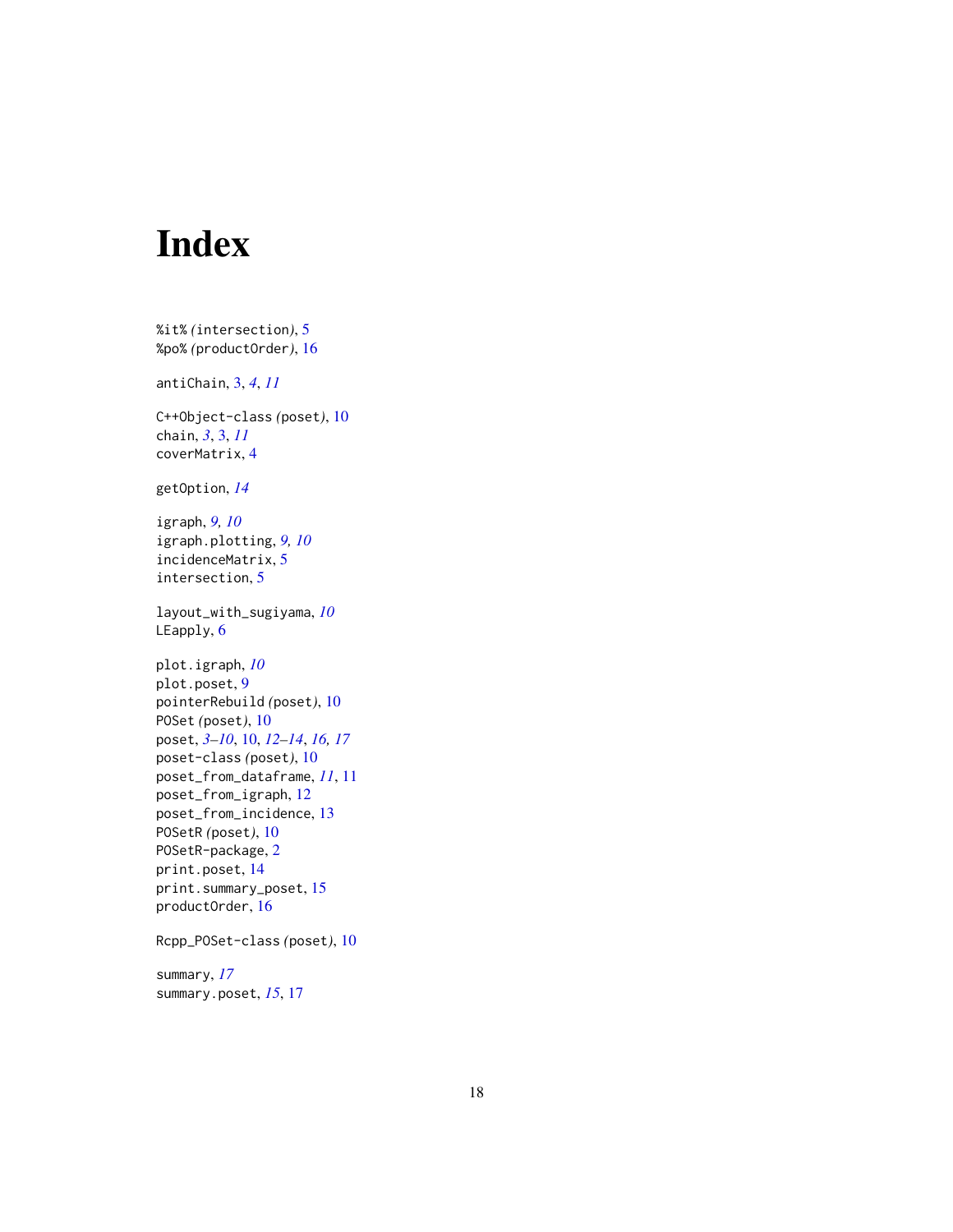# Index

%it% (intersection), 5
%po% (productOrder), 16

antiChain, 3, *4*, *11*

C++Object-class (poset), 10
chain, *3*, 3, *11*
coverMatrix, 4

getOption, *14*

igraph, *9, 10*
igraph.plotting, *9, 10*
incidenceMatrix, 5
intersection, 5

layout_with_sugiyama, *10*
LEapply, 6

plot.igraph, *10*
plot.poset, 9
pointerRebuild (poset), 10
POSet (poset), 10
poset, *3–10*, 10, *12–14*, *16, 17*
poset-class (poset), 10
poset_from_dataframe, *11*, 11
poset_from_igraph, 12
poset_from_incidence, 13
POSetR (poset), 10
POSetR-package, 2
print.poset, 14
print.summary_poset, 15
productOrder, 16

Rcpp_POSet-class (poset), 10

summary, *17*
summary.poset, *15*, 17